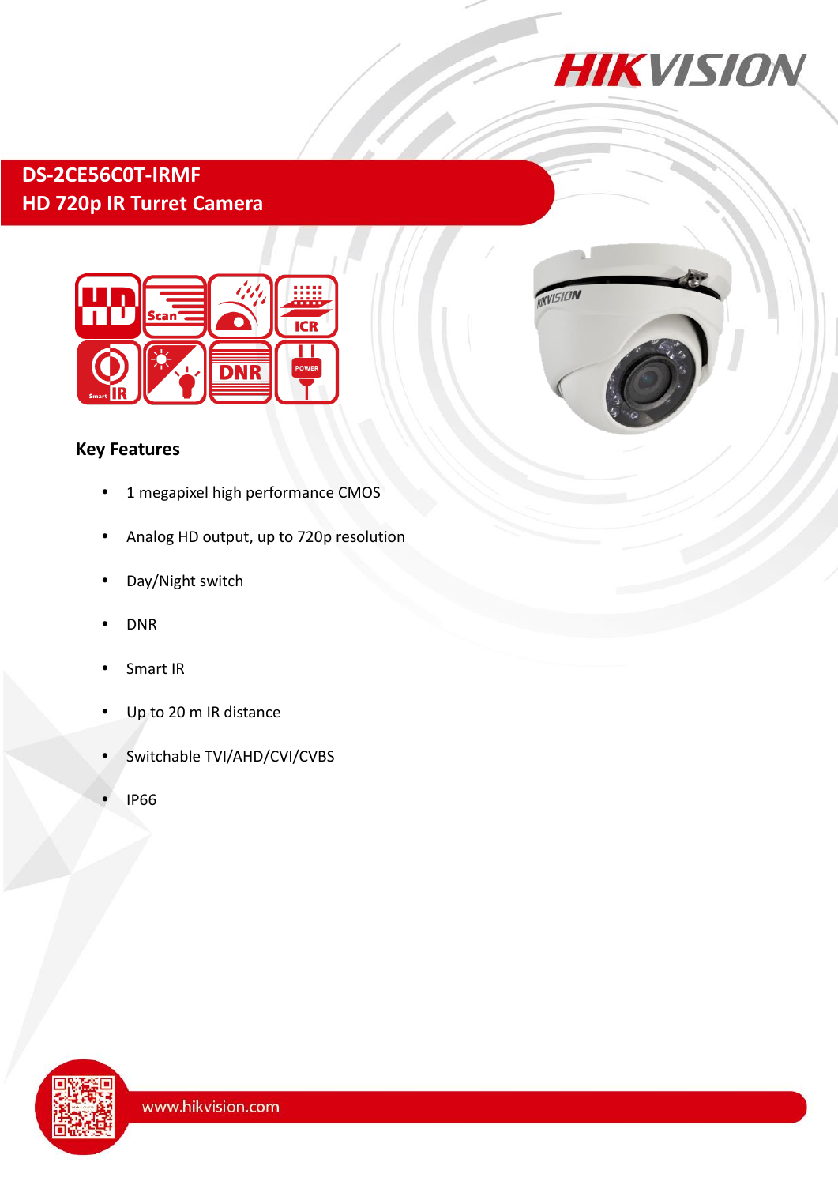# DS-2CE56C0T-IRMF
## HD 720p IR Turret Camera

### Key Features

- 1 megapixel high performance CMOS
- Analog HD output, up to 720p resolution
- Day/Night switch
- DNR
- Smart IR
- Up to 20 m IR distance
- Switchable TVI/AHD/CVI/CVBS
- IP66

www.hikvision.com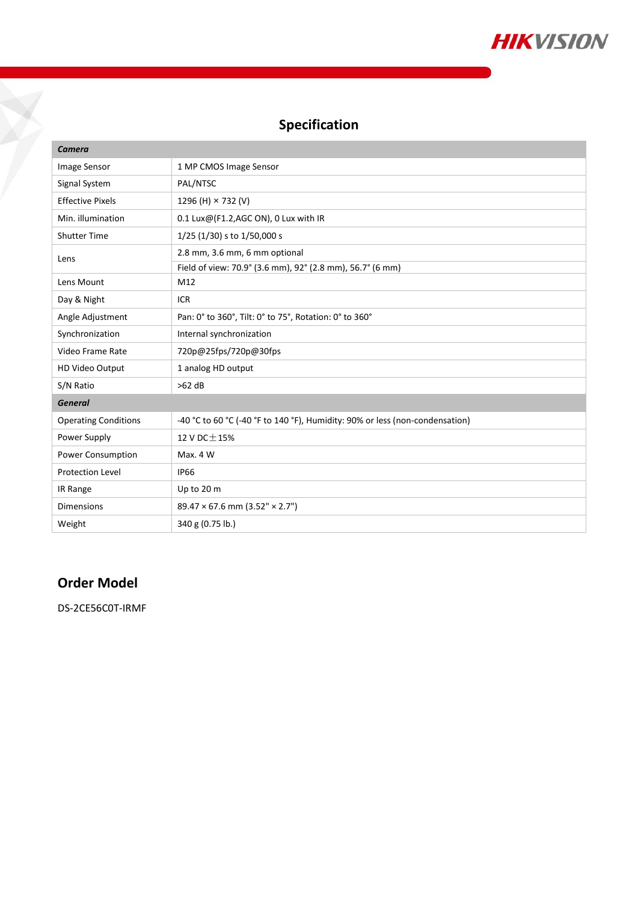## Specification

| ***Camera*** | |
|---|---|
| Image Sensor | 1 MP CMOS Image Sensor |
| Signal System | PAL/NTSC |
| Effective Pixels | 1296 (H) × 732 (V) |
| Min. illumination | 0.1 Lux@(F1.2,AGC ON), 0 Lux with IR |
| Shutter Time | 1/25 (1/30) s to 1/50,000 s |
| Lens | 2.8 mm, 3.6 mm, 6 mm optional |
| | Field of view: 70.9° (3.6 mm), 92° (2.8 mm), 56.7° (6 mm) |
| Lens Mount | M12 |
| Day & Night | ICR |
| Angle Adjustment | Pan: 0° to 360°, Tilt: 0° to 75°, Rotation: 0° to 360° |
| Synchronization | Internal synchronization |
| Video Frame Rate | 720p@25fps/720p@30fps |
| HD Video Output | 1 analog HD output |
| S/N Ratio | >62 dB |
| ***General*** | |
| Operating Conditions | -40 °C to 60 °C (-40 °F to 140 °F), Humidity: 90% or less (non-condensation) |
| Power Supply | 12 V DC±15% |
| Power Consumption | Max. 4 W |
| Protection Level | IP66 |
| IR Range | Up to 20 m |
| Dimensions | 89.47 × 67.6 mm (3.52" × 2.7") |
| Weight | 340 g (0.75 lb.) |

## Order Model

DS-2CE56C0T-IRMF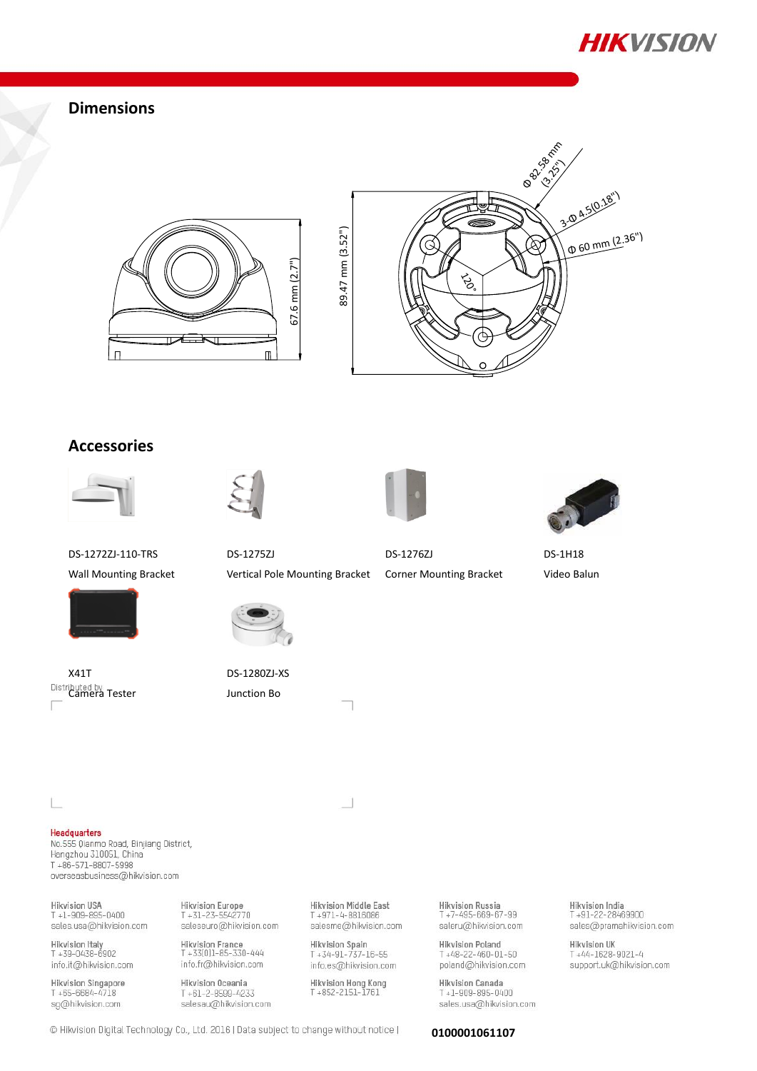## Dimensions

67.6 mm (2.7")

89.47 mm (3.52")

Φ 82.58 mm (3.25")

3-Φ 4.5(0.18")

Φ 60 mm (2.36")

120°

## Accessories

DS-1272ZJ-110-TRS

Wall Mounting Bracket

DS-1275ZJ

Vertical Pole Mounting Bracket

DS-1276ZJ

Corner Mounting Bracket

DS-1H18

Video Balun

X41T

Camera Tester

DS-1280ZJ-XS

Junction Bo

Distributed by

**Headquarters**
No.555 Qianmo Road, Binjiang District,
Hangzhou 310051, China
T +86-571-8807-5998
overseasbusiness@hikvision.com

**Hikvision USA**
T +1-909-895-0400
sales.usa@hikvision.com

**Hikvision Europe**
T +31-23-5542770
saleseuro@hikvision.com

**Hikvision Middle East**
T +971-4-8816086
salesme@hikvision.com

**Hikvision Russia**
T +7-495-669-67-99
saleru@hikvision.com

**Hikvision India**
T +91-22-28469900
sales@pramahikvision.com

**Hikvision Italy**
T +39-0438-6902
info.it@hikvision.com

**Hikvision France**
T +33(0)1-85-330-444
info.fr@hikvision.com

**Hikvision Spain**
T +34-91-737-16-55
info.es@hikvision.com

**Hikvision Poland**
T +48-22-460-01-50
poland@hikvision.com

**Hikvision UK**
T +44-1628-9021-4
support.uk@hikvision.com

**Hikvision Singapore**
T +65-6684-4718
sg@hikvision.com

**Hikvision Oceania**
T +61-2-8599-4233
salesau@hikvision.com

**Hikvision Hong Kong**
T +852-2151-1761

**Hikvision Canada**
T +1-909-895-0400
sales.usa@hikvision.com

© Hikvision Digital Technology Co., Ltd. 2016 | Data subject to change without notice |

**0100001061107**